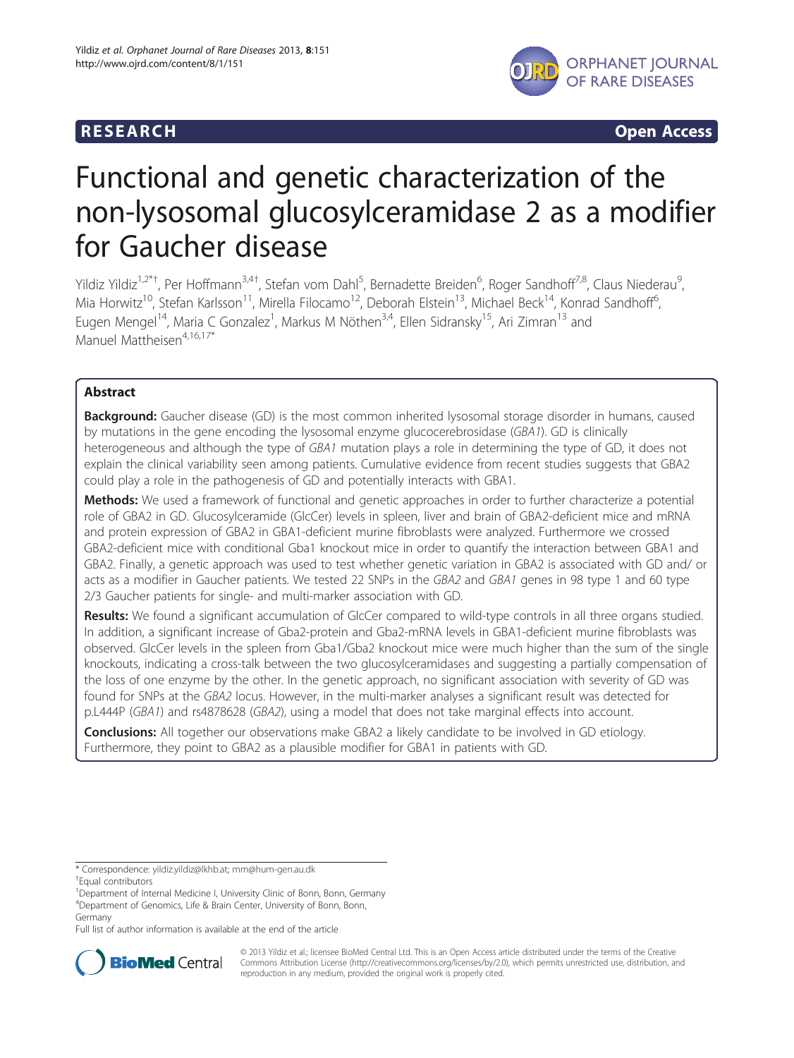**RESEARCH** **Open Access**

# Functional and genetic characterization of the non-lysosomal glucosylceramidase 2 as a modifier for Gaucher disease

Yildiz Yildiz[1,2*†], Per Hoffmann[3,4†], Stefan vom Dahl[5], Bernadette Breiden[6], Roger Sandhoff[7,8], Claus Niederau[9], Mia Horwitz[10], Stefan Karlsson[11], Mirella Filocamo[12], Deborah Elstein[13], Michael Beck[14], Konrad Sandhoff[6], Eugen Mengel[14], Maria C Gonzalez[1], Markus M Nöthen[3,4], Ellen Sidransky[15], Ari Zimran[13] and Manuel Mattheisen[4,16,17*]

## Abstract

**Background:** Gaucher disease (GD) is the most common inherited lysosomal storage disorder in humans, caused by mutations in the gene encoding the lysosomal enzyme glucocerebrosidase (*GBA1*). GD is clinically heterogeneous and although the type of *GBA1* mutation plays a role in determining the type of GD, it does not explain the clinical variability seen among patients. Cumulative evidence from recent studies suggests that GBA2 could play a role in the pathogenesis of GD and potentially interacts with GBA1.

**Methods:** We used a framework of functional and genetic approaches in order to further characterize a potential role of GBA2 in GD. Glucosylceramide (GlcCer) levels in spleen, liver and brain of GBA2-deficient mice and mRNA and protein expression of GBA2 in GBA1-deficient murine fibroblasts were analyzed. Furthermore we crossed GBA2-deficient mice with conditional Gba1 knockout mice in order to quantify the interaction between GBA1 and GBA2. Finally, a genetic approach was used to test whether genetic variation in GBA2 is associated with GD and/ or acts as a modifier in Gaucher patients. We tested 22 SNPs in the *GBA2* and *GBA1* genes in 98 type 1 and 60 type 2/3 Gaucher patients for single- and multi-marker association with GD.

**Results:** We found a significant accumulation of GlcCer compared to wild-type controls in all three organs studied. In addition, a significant increase of Gba2-protein and Gba2-mRNA levels in GBA1-deficient murine fibroblasts was observed. GlcCer levels in the spleen from Gba1/Gba2 knockout mice were much higher than the sum of the single knockouts, indicating a cross-talk between the two glucosylceramidases and suggesting a partially compensation of the loss of one enzyme by the other. In the genetic approach, no significant association with severity of GD was found for SNPs at the *GBA2* locus. However, in the multi-marker analyses a significant result was detected for p.L444P (*GBA1*) and rs4878628 (*GBA2*), using a model that does not take marginal effects into account.

**Conclusions:** All together our observations make GBA2 a likely candidate to be involved in GD etiology. Furthermore, they point to GBA2 as a plausible modifier for GBA1 in patients with GD.

\* Correspondence: yildiz.yildiz@lkhb.at; mm@hum-gen.au.dk
†Equal contributors
[1]Department of Internal Medicine I, University Clinic of Bonn, Bonn, Germany
[4]Department of Genomics, Life & Brain Center, University of Bonn, Bonn, Germany
Full list of author information is available at the end of the article

© 2013 Yildiz et al.; licensee BioMed Central Ltd. This is an Open Access article distributed under the terms of the Creative Commons Attribution License (http://creativecommons.org/licenses/by/2.0), which permits unrestricted use, distribution, and reproduction in any medium, provided the original work is properly cited.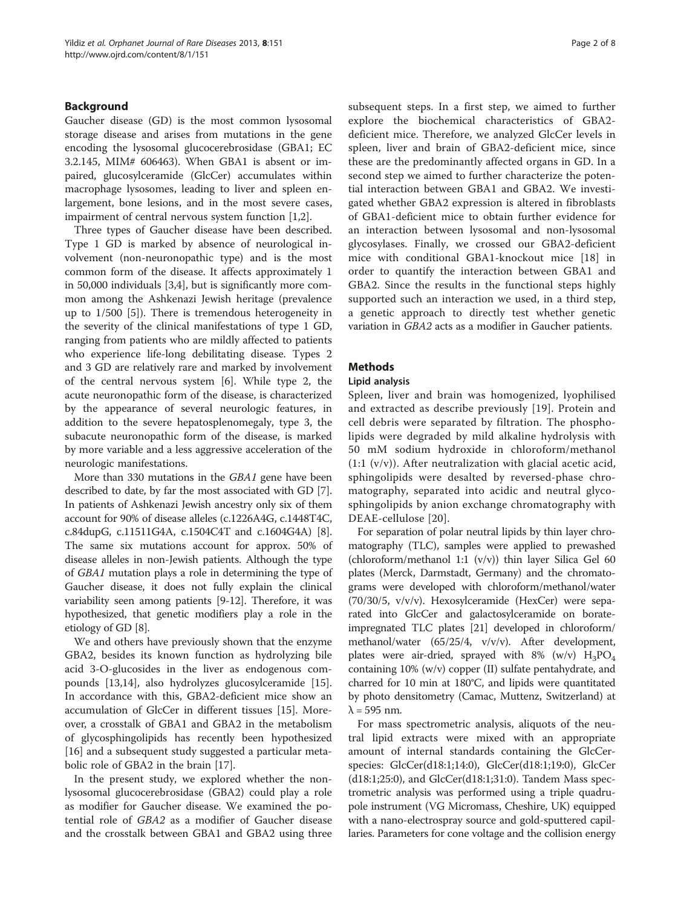## Background

Gaucher disease (GD) is the most common lysosomal storage disease and arises from mutations in the gene encoding the lysosomal glucocerebrosidase (GBA1; EC 3.2.145, MIM# 606463). When GBA1 is absent or impaired, glucosylceramide (GlcCer) accumulates within macrophage lysosomes, leading to liver and spleen enlargement, bone lesions, and in the most severe cases, impairment of central nervous system function [1,2].

Three types of Gaucher disease have been described. Type 1 GD is marked by absence of neurological involvement (non-neuronopathic type) and is the most common form of the disease. It affects approximately 1 in 50,000 individuals [3,4], but is significantly more common among the Ashkenazi Jewish heritage (prevalence up to 1/500 [5]). There is tremendous heterogeneity in the severity of the clinical manifestations of type 1 GD, ranging from patients who are mildly affected to patients who experience life-long debilitating disease. Types 2 and 3 GD are relatively rare and marked by involvement of the central nervous system [6]. While type 2, the acute neuronopathic form of the disease, is characterized by the appearance of several neurologic features, in addition to the severe hepatosplenomegaly, type 3, the subacute neuronopathic form of the disease, is marked by more variable and a less aggressive acceleration of the neurologic manifestations.

More than 330 mutations in the *GBA1* gene have been described to date, by far the most associated with GD [7]. In patients of Ashkenazi Jewish ancestry only six of them account for 90% of disease alleles (c.1226A4G, c.1448T4C, c.84dupG, c.11511G4A, c.1504C4T and c.1604G4A) [8]. The same six mutations account for approx. 50% of disease alleles in non-Jewish patients. Although the type of *GBA1* mutation plays a role in determining the type of Gaucher disease, it does not fully explain the clinical variability seen among patients [9-12]. Therefore, it was hypothesized, that genetic modifiers play a role in the etiology of GD [8].

We and others have previously shown that the enzyme GBA2, besides its known function as hydrolyzing bile acid 3-O-glucosides in the liver as endogenous compounds [13,14], also hydrolyzes glucosylceramide [15]. In accordance with this, GBA2-deficient mice show an accumulation of GlcCer in different tissues [15]. Moreover, a crosstalk of GBA1 and GBA2 in the metabolism of glycosphingolipids has recently been hypothesized [16] and a subsequent study suggested a particular metabolic role of GBA2 in the brain [17].

In the present study, we explored whether the non-lysosomal glucocerebrosidase (GBA2) could play a role as modifier for Gaucher disease. We examined the potential role of *GBA2* as a modifier of Gaucher disease and the crosstalk between GBA1 and GBA2 using three subsequent steps. In a first step, we aimed to further explore the biochemical characteristics of GBA2-deficient mice. Therefore, we analyzed GlcCer levels in spleen, liver and brain of GBA2-deficient mice, since these are the predominantly affected organs in GD. In a second step we aimed to further characterize the potential interaction between GBA1 and GBA2. We investigated whether GBA2 expression is altered in fibroblasts of GBA1-deficient mice to obtain further evidence for an interaction between lysosomal and non-lysosomal glycosylases. Finally, we crossed our GBA2-deficient mice with conditional GBA1-knockout mice [18] in order to quantify the interaction between GBA1 and GBA2. Since the results in the functional steps highly supported such an interaction we used, in a third step, a genetic approach to directly test whether genetic variation in *GBA2* acts as a modifier in Gaucher patients.

## Methods

### Lipid analysis

Spleen, liver and brain was homogenized, lyophilised and extracted as describe previously [19]. Protein and cell debris were separated by filtration. The phospholipids were degraded by mild alkaline hydrolysis with 50 mM sodium hydroxide in chloroform/methanol (1:1 (v/v)). After neutralization with glacial acetic acid, sphingolipids were desalted by reversed-phase chromatography, separated into acidic and neutral glycosphingolipids by anion exchange chromatography with DEAE-cellulose [20].

For separation of polar neutral lipids by thin layer chromatography (TLC), samples were applied to prewashed (chloroform/methanol 1:1 (v/v)) thin layer Silica Gel 60 plates (Merck, Darmstadt, Germany) and the chromatograms were developed with chloroform/methanol/water (70/30/5, v/v/v). Hexosylceramide (HexCer) were separated into GlcCer and galactosylceramide on borate-impregnated TLC plates [21] developed in chloroform/methanol/water (65/25/4, v/v/v). After development, plates were air-dried, sprayed with 8% (w/v) $H_3PO_4$ containing 10% (w/v) copper (II) sulfate pentahydrate, and charred for 10 min at 180°C, and lipids were quantitated by photo densitometry (Camac, Muttenz, Switzerland) at $\lambda = 595$ nm.

For mass spectrometric analysis, aliquots of the neutral lipid extracts were mixed with an appropriate amount of internal standards containing the GlcCer-species: GlcCer(d18:1;14:0), GlcCer(d18:1;19:0), GlcCer (d18:1;25:0), and GlcCer(d18:1;31:0). Tandem Mass spectrometric analysis was performed using a triple quadrupole instrument (VG Micromass, Cheshire, UK) equipped with a nano-electrospray source and gold-sputtered capillaries. Parameters for cone voltage and the collision energy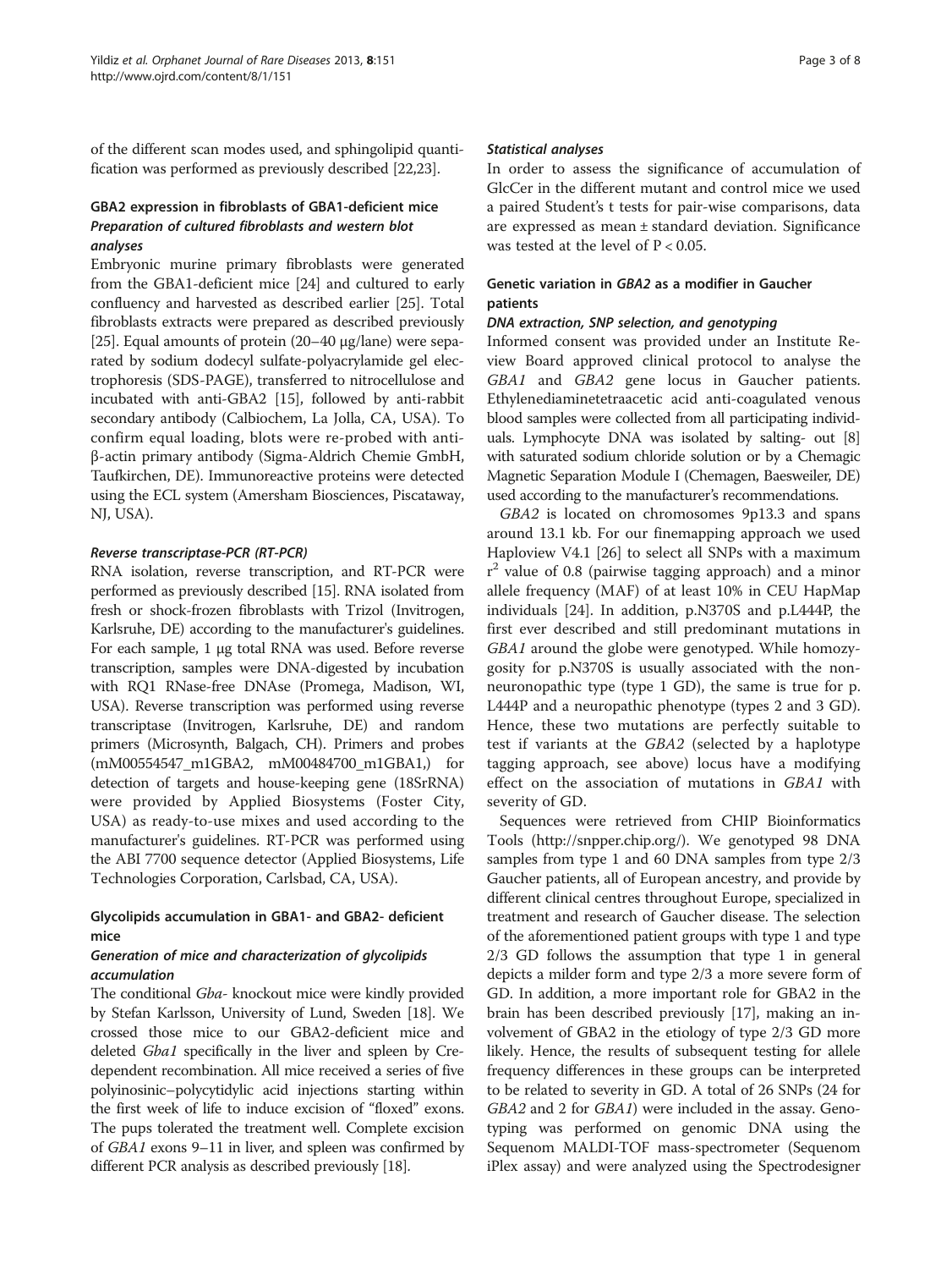of the different scan modes used, and sphingolipid quantification was performed as previously described [22,23].

## GBA2 expression in fibroblasts of GBA1-deficient mice

### *Preparation of cultured fibroblasts and western blot analyses*

Embryonic murine primary fibroblasts were generated from the GBA1-deficient mice [24] and cultured to early confluency and harvested as described earlier [25]. Total fibroblasts extracts were prepared as described previously [25]. Equal amounts of protein (20–40 μg/lane) were separated by sodium dodecyl sulfate-polyacrylamide gel electrophoresis (SDS-PAGE), transferred to nitrocellulose and incubated with anti-GBA2 [15], followed by anti-rabbit secondary antibody (Calbiochem, La Jolla, CA, USA). To confirm equal loading, blots were re-probed with anti-β-actin primary antibody (Sigma-Aldrich Chemie GmbH, Taufkirchen, DE). Immunoreactive proteins were detected using the ECL system (Amersham Biosciences, Piscataway, NJ, USA).

### *Reverse transcriptase-PCR (RT-PCR)*

RNA isolation, reverse transcription, and RT-PCR were performed as previously described [15]. RNA isolated from fresh or shock-frozen fibroblasts with Trizol (Invitrogen, Karlsruhe, DE) according to the manufacturer's guidelines. For each sample, 1 μg total RNA was used. Before reverse transcription, samples were DNA-digested by incubation with RQ1 RNase-free DNAse (Promega, Madison, WI, USA). Reverse transcription was performed using reverse transcriptase (Invitrogen, Karlsruhe, DE) and random primers (Microsynth, Balgach, CH). Primers and probes (mM00554547_m1GBA2, mM00484700_m1GBA1,) for detection of targets and house-keeping gene (18SrRNA) were provided by Applied Biosystems (Foster City, USA) as ready-to-use mixes and used according to the manufacturer's guidelines. RT-PCR was performed using the ABI 7700 sequence detector (Applied Biosystems, Life Technologies Corporation, Carlsbad, CA, USA).

## Glycolipids accumulation in GBA1- and GBA2- deficient mice

### *Generation of mice and characterization of glycolipids accumulation*

The conditional *Gba*- knockout mice were kindly provided by Stefan Karlsson, University of Lund, Sweden [18]. We crossed those mice to our GBA2-deficient mice and deleted *Gba1* specifically in the liver and spleen by Cre-dependent recombination. All mice received a series of five polyinosinic–polycytidylic acid injections starting within the first week of life to induce excision of "floxed" exons. The pups tolerated the treatment well. Complete excision of *GBA1* exons 9–11 in liver, and spleen was confirmed by different PCR analysis as described previously [18].

### *Statistical analyses*

In order to assess the significance of accumulation of GlcCer in the different mutant and control mice we used a paired Student's t tests for pair-wise comparisons, data are expressed as mean ± standard deviation. Significance was tested at the level of $P < 0.05$.

## Genetic variation in *GBA2* as a modifier in Gaucher patients

### *DNA extraction, SNP selection, and genotyping*

Informed consent was provided under an Institute Review Board approved clinical protocol to analyse the *GBA1* and *GBA2* gene locus in Gaucher patients. Ethylenediaminetetraacetic acid anti-coagulated venous blood samples were collected from all participating individuals. Lymphocyte DNA was isolated by salting- out [8] with saturated sodium chloride solution or by a Chemagic Magnetic Separation Module I (Chemagen, Baesweiler, DE) used according to the manufacturer's recommendations.

*GBA2* is located on chromosomes 9p13.3 and spans around 13.1 kb. For our finemapping approach we used Haploview V4.1 [26] to select all SNPs with a maximum $r^2$ value of 0.8 (pairwise tagging approach) and a minor allele frequency (MAF) of at least 10% in CEU HapMap individuals [24]. In addition, p.N370S and p.L444P, the first ever described and still predominant mutations in *GBA1* around the globe were genotyped. While homozygosity for p.N370S is usually associated with the non-neuronopathic type (type 1 GD), the same is true for p. L444P and a neuropathic phenotype (types 2 and 3 GD). Hence, these two mutations are perfectly suitable to test if variants at the *GBA2* (selected by a haplotype tagging approach, see above) locus have a modifying effect on the association of mutations in *GBA1* with severity of GD.

Sequences were retrieved from CHIP Bioinformatics Tools (http://snpper.chip.org/). We genotyped 98 DNA samples from type 1 and 60 DNA samples from type 2/3 Gaucher patients, all of European ancestry, and provide by different clinical centres throughout Europe, specialized in treatment and research of Gaucher disease. The selection of the aforementioned patient groups with type 1 and type 2/3 GD follows the assumption that type 1 in general depicts a milder form and type 2/3 a more severe form of GD. In addition, a more important role for GBA2 in the brain has been described previously [17], making an involvement of GBA2 in the etiology of type 2/3 GD more likely. Hence, the results of subsequent testing for allele frequency differences in these groups can be interpreted to be related to severity in GD. A total of 26 SNPs (24 for *GBA2* and 2 for *GBA1*) were included in the assay. Genotyping was performed on genomic DNA using the Sequenom MALDI-TOF mass-spectrometer (Sequenom iPlex assay) and were analyzed using the Spectrodesigner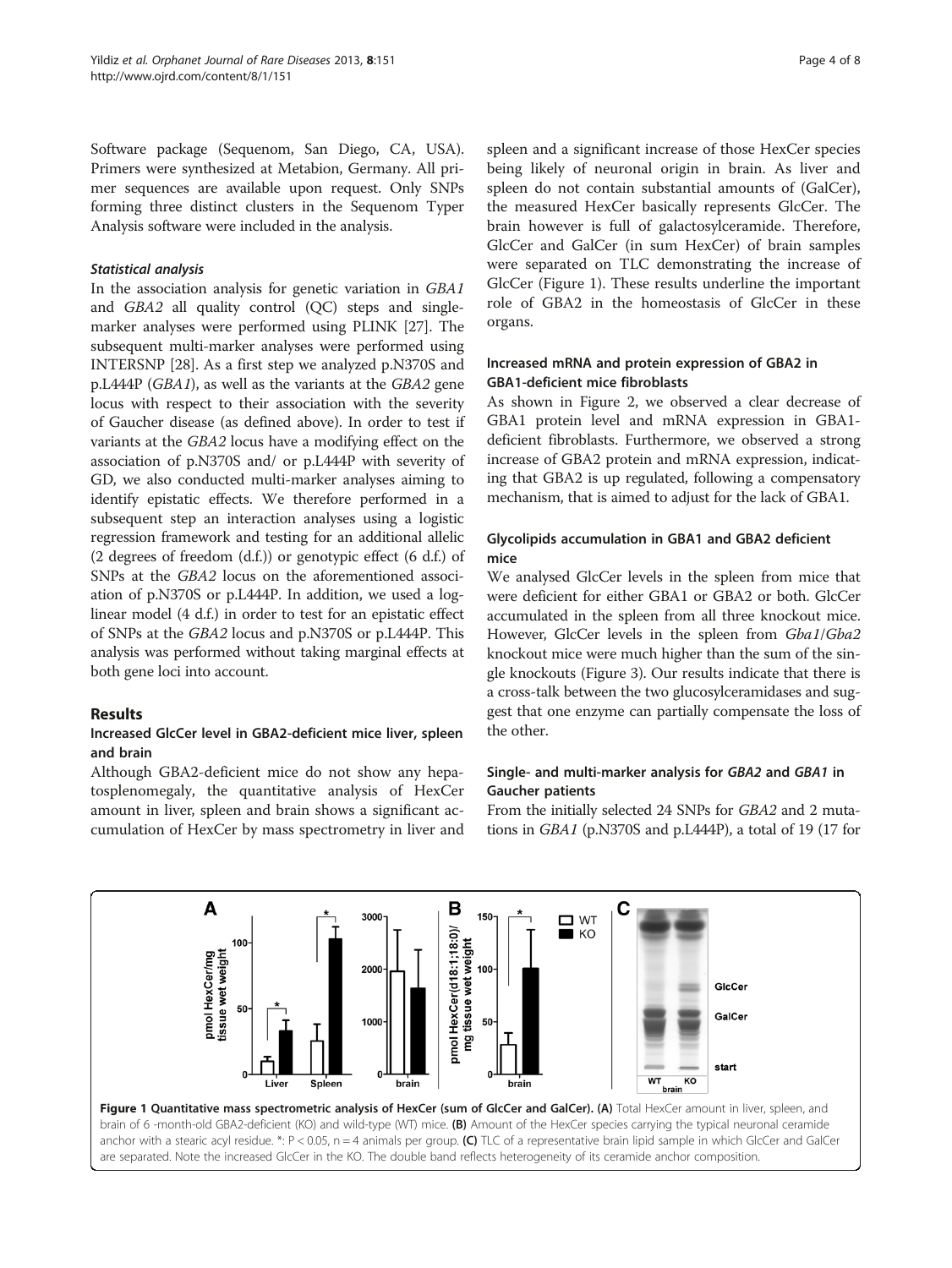Software package (Sequenom, San Diego, CA, USA). Primers were synthesized at Metabion, Germany. All primer sequences are available upon request. Only SNPs forming three distinct clusters in the Sequenom Typer Analysis software were included in the analysis.

#### Statistical analysis

In the association analysis for genetic variation in *GBA1* and *GBA2* all quality control (QC) steps and single-marker analyses were performed using PLINK [27]. The subsequent multi-marker analyses were performed using INTERSNP [28]. As a first step we analyzed p.N370S and p.L444P (*GBA1*), as well as the variants at the *GBA2* gene locus with respect to their association with the severity of Gaucher disease (as defined above). In order to test if variants at the *GBA2* locus have a modifying effect on the association of p.N370S and/ or p.L444P with severity of GD, we also conducted multi-marker analyses aiming to identify epistatic effects. We therefore performed in a subsequent step an interaction analyses using a logistic regression framework and testing for an additional allelic (2 degrees of freedom (d.f.)) or genotypic effect (6 d.f.) of SNPs at the *GBA2* locus on the aforementioned association of p.N370S or p.L444P. In addition, we used a log-linear model (4 d.f.) in order to test for an epistatic effect of SNPs at the *GBA2* locus and p.N370S or p.L444P. This analysis was performed without taking marginal effects at both gene loci into account.

## Results

### Increased GlcCer level in GBA2-deficient mice liver, spleen and brain

Although GBA2-deficient mice do not show any hepatosplenomegaly, the quantitative analysis of HexCer amount in liver, spleen and brain shows a significant accumulation of HexCer by mass spectrometry in liver and spleen and a significant increase of those HexCer species being likely of neuronal origin in brain. As liver and spleen do not contain substantial amounts of (GalCer), the measured HexCer basically represents GlcCer. The brain however is full of galactosylceramide. Therefore, GlcCer and GalCer (in sum HexCer) of brain samples were separated on TLC demonstrating the increase of GlcCer (Figure 1). These results underline the important role of GBA2 in the homeostasis of GlcCer in these organs.

### Increased mRNA and protein expression of GBA2 in GBA1-deficient mice fibroblasts

As shown in Figure 2, we observed a clear decrease of GBA1 protein level and mRNA expression in GBA1-deficient fibroblasts. Furthermore, we observed a strong increase of GBA2 protein and mRNA expression, indicating that GBA2 is up regulated, following a compensatory mechanism, that is aimed to adjust for the lack of GBA1.

### Glycolipids accumulation in GBA1 and GBA2 deficient mice

We analysed GlcCer levels in the spleen from mice that were deficient for either GBA1 or GBA2 or both. GlcCer accumulated in the spleen from all three knockout mice. However, GlcCer levels in the spleen from *Gba1*/*Gba2* knockout mice were much higher than the sum of the single knockouts (Figure 3). Our results indicate that there is a cross-talk between the two glucosylceramidases and suggest that one enzyme can partially compensate the loss of the other.

### Single- and multi-marker analysis for *GBA2* and *GBA1* in Gaucher patients

From the initially selected 24 SNPs for *GBA2* and 2 mutations in *GBA1* (p.N370S and p.L444P), a total of 19 (17 for

**Figure 1 Quantitative mass spectrometric analysis of HexCer (sum of GlcCer and GalCer). (A)** Total HexCer amount in liver, spleen, and brain of 6 -month-old GBA2-deficient (KO) and wild-type (WT) mice. **(B)** Amount of the HexCer species carrying the typical neuronal ceramide anchor with a stearic acyl residue. *: $P < 0.05$, n = 4 animals per group. **(C)** TLC of a representative brain lipid sample in which GlcCer and GalCer are separated. Note the increased GlcCer in the KO. The double band reflects heterogeneity of its ceramide anchor composition.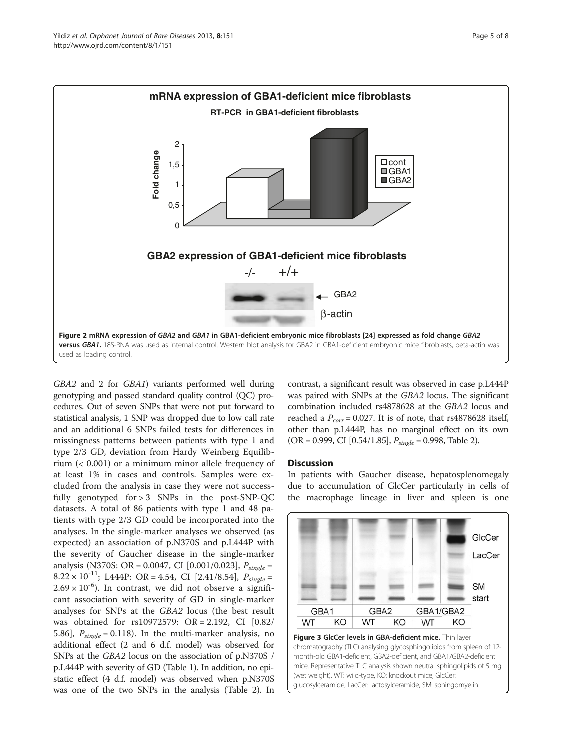**Figure 2 mRNA expression of *GBA2* and *GBA1* in GBA1-deficient embryonic mice fibroblasts [24] expressed as fold change *GBA2* versus *GBA1*.** 18S-RNA was used as internal control. Western blot analysis for GBA2 in GBA1-deficient embryonic mice fibroblasts, beta-actin was used as loading control.

*GBA2* and 2 for *GBA1*) variants performed well during genotyping and passed standard quality control (QC) procedures. Out of seven SNPs that were not put forward to statistical analysis, 1 SNP was dropped due to low call rate and an additional 6 SNPs failed tests for differences in missingness patterns between patients with type 1 and type 2/3 GD, deviation from Hardy Weinberg Equilibrium (< 0.001) or a minimum minor allele frequency of at least 1% in cases and controls. Samples were excluded from the analysis in case they were not successfully genotyped for > 3 SNPs in the post-SNP-QC datasets. A total of 86 patients with type 1 and 48 patients with type 2/3 GD could be incorporated into the analyses. In the single-marker analyses we observed (as expected) an association of p.N370S and p.L444P with the severity of Gaucher disease in the single-marker analysis (N370S: OR = 0.0047, CI [0.001/0.023], $P_{single}$ = $8.22 \times 10^{-11}$; L444P: OR = 4.54, CI [2.41/8.54], $P_{single}$ = $2.69 \times 10^{-6}$). In contrast, we did not observe a significant association with severity of GD in single-marker analyses for SNPs at the *GBA2* locus (the best result was obtained for rs10972579: OR = 2.192, CI [0.82/5.86], $P_{single}$ = 0.118). In the multi-marker analysis, no additional effect (2 and 6 d.f. model) was observed for SNPs at the *GBA2* locus on the association of p.N370S / p.L444P with severity of GD (Table 1). In addition, no epistatic effect (4 d.f. model) was observed when p.N370S was one of the two SNPs in the analysis (Table 2). In contrast, a significant result was observed in case p.L444P was paired with SNPs at the *GBA2* locus. The significant combination included rs4878628 at the *GBA2* locus and reached a $P_{corr}$ = 0.027. It is of note, that rs4878628 itself, other than p.L444P, has no marginal effect on its own (OR = 0.999, CI [0.54/1.85], $P_{single}$ = 0.998, Table 2).

## Discussion

In patients with Gaucher disease, hepatosplenomegaly due to accumulation of GlcCer particularly in cells of the macrophage lineage in liver and spleen is one

**Figure 3 GlcCer levels in GBA-deficient mice.** Thin layer chromatography (TLC) analysing glycosphingolipids from spleen of 12-month-old GBA1-deficient, GBA2-deficient, and GBA1/GBA2-deficient mice. Representative TLC analysis shown neutral sphingolipids of 5 mg (wet weight). WT: wild-type, KO: knockout mice, GlcCer: glucosylceramide, LacCer: lactosylceramide, SM: sphingomyelin.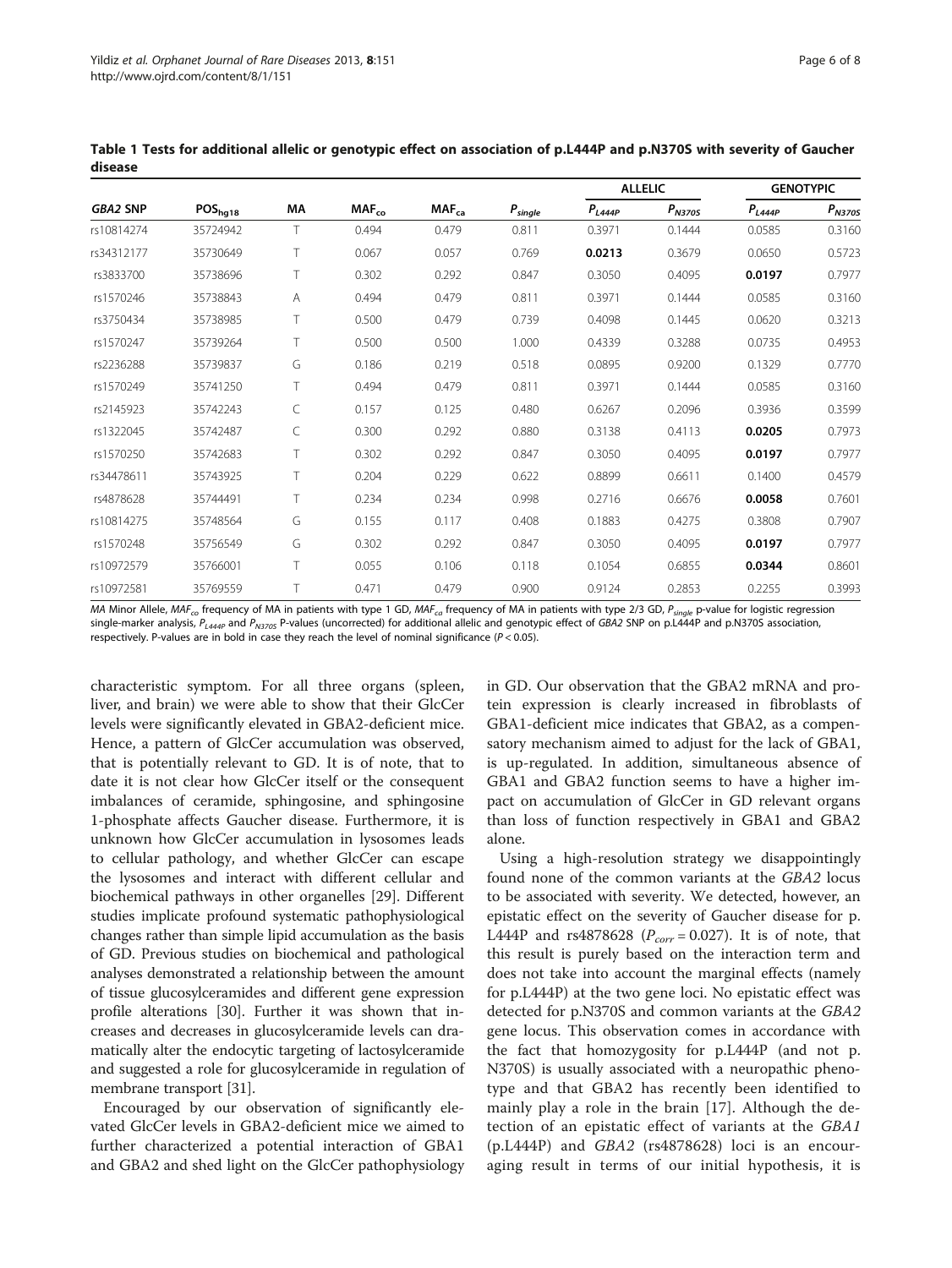**Table 1 Tests for additional allelic or genotypic effect on association of p.L444P and p.N370S with severity of Gaucher disease**

| *GBA2* SNP | $POS_{hg18}$ | MA | $MAF_{co}$ | $MAF_{ca}$ | $P_{single}$ | ALLELIC | | GENOTYPIC | |
|---|---|---|---|---|---|---|---|---|---|
| | | | | | | $P_{L444P}$ | $P_{N370S}$ | $P_{L444P}$ | $P_{N370S}$ |
| rs10814274 | 35724942 | T | 0.494 | 0.479 | 0.811 | 0.3971 | 0.1444 | 0.0585 | 0.3160 |
| rs34312177 | 35730649 | T | 0.067 | 0.057 | 0.769 | **0.0213** | 0.3679 | 0.0650 | 0.5723 |
| rs3833700 | 35738696 | T | 0.302 | 0.292 | 0.847 | 0.3050 | 0.4095 | **0.0197** | 0.7977 |
| rs1570246 | 35738843 | A | 0.494 | 0.479 | 0.811 | 0.3971 | 0.1444 | 0.0585 | 0.3160 |
| rs3750434 | 35738985 | T | 0.500 | 0.479 | 0.739 | 0.4098 | 0.1445 | 0.0620 | 0.3213 |
| rs1570247 | 35739264 | T | 0.500 | 0.500 | 1.000 | 0.4339 | 0.3288 | 0.0735 | 0.4953 |
| rs2236288 | 35739837 | G | 0.186 | 0.219 | 0.518 | 0.0895 | 0.9200 | 0.1329 | 0.7770 |
| rs1570249 | 35741250 | T | 0.494 | 0.479 | 0.811 | 0.3971 | 0.1444 | 0.0585 | 0.3160 |
| rs2145923 | 35742243 | C | 0.157 | 0.125 | 0.480 | 0.6267 | 0.2096 | 0.3936 | 0.3599 |
| rs1322045 | 35742487 | C | 0.300 | 0.292 | 0.880 | 0.3138 | 0.4113 | **0.0205** | 0.7973 |
| rs1570250 | 35742683 | T | 0.302 | 0.292 | 0.847 | 0.3050 | 0.4095 | **0.0197** | 0.7977 |
| rs34478611 | 35743925 | T | 0.204 | 0.229 | 0.622 | 0.8899 | 0.6611 | 0.1400 | 0.4579 |
| rs4878628 | 35744491 | T | 0.234 | 0.234 | 0.998 | 0.2716 | 0.6676 | **0.0058** | 0.7601 |
| rs10814275 | 35748564 | G | 0.155 | 0.117 | 0.408 | 0.1883 | 0.4275 | 0.3808 | 0.7907 |
| rs1570248 | 35756549 | G | 0.302 | 0.292 | 0.847 | 0.3050 | 0.4095 | **0.0197** | 0.7977 |
| rs10972579 | 35766001 | T | 0.055 | 0.106 | 0.118 | 0.1054 | 0.6855 | **0.0344** | 0.8601 |
| rs10972581 | 35769559 | T | 0.471 | 0.479 | 0.900 | 0.9124 | 0.2853 | 0.2255 | 0.3993 |

*MA* Minor Allele, $MAF_{co}$ frequency of MA in patients with type 1 GD, $MAF_{ca}$ frequency of MA in patients with type 2/3 GD, $P_{single}$ p-value for logistic regression single-marker analysis, $P_{L444P}$ and $P_{N370S}$ P-values (uncorrected) for additional allelic and genotypic effect of *GBA2* SNP on p.L444P and p.N370S association, respectively. P-values are in bold in case they reach the level of nominal significance ($P < 0.05$).

characteristic symptom. For all three organs (spleen, liver, and brain) we were able to show that their GlcCer levels were significantly elevated in GBA2-deficient mice. Hence, a pattern of GlcCer accumulation was observed, that is potentially relevant to GD. It is of note, that to date it is not clear how GlcCer itself or the consequent imbalances of ceramide, sphingosine, and sphingosine 1-phosphate affects Gaucher disease. Furthermore, it is unknown how GlcCer accumulation in lysosomes leads to cellular pathology, and whether GlcCer can escape the lysosomes and interact with different cellular and biochemical pathways in other organelles [29]. Different studies implicate profound systematic pathophysiological changes rather than simple lipid accumulation as the basis of GD. Previous studies on biochemical and pathological analyses demonstrated a relationship between the amount of tissue glucosylceramides and different gene expression profile alterations [30]. Further it was shown that increases and decreases in glucosylceramide levels can dramatically alter the endocytic targeting of lactosylceramide and suggested a role for glucosylceramide in regulation of membrane transport [31].

Encouraged by our observation of significantly elevated GlcCer levels in GBA2-deficient mice we aimed to further characterized a potential interaction of GBA1 and GBA2 and shed light on the GlcCer pathophysiology in GD. Our observation that the GBA2 mRNA and protein expression is clearly increased in fibroblasts of GBA1-deficient mice indicates that GBA2, as a compensatory mechanism aimed to adjust for the lack of GBA1, is up-regulated. In addition, simultaneous absence of GBA1 and GBA2 function seems to have a higher impact on accumulation of GlcCer in GD relevant organs than loss of function respectively in GBA1 and GBA2 alone.

Using a high-resolution strategy we disappointingly found none of the common variants at the *GBA2* locus to be associated with severity. We detected, however, an epistatic effect on the severity of Gaucher disease for p.L444P and rs4878628 ($P_{corr} = 0.027$). It is of note, that this result is purely based on the interaction term and does not take into account the marginal effects (namely for p.L444P) at the two gene loci. No epistatic effect was detected for p.N370S and common variants at the *GBA2* gene locus. This observation comes in accordance with the fact that homozygosity for p.L444P (and not p.N370S) is usually associated with a neuropathic phenotype and that GBA2 has recently been identified to mainly play a role in the brain [17]. Although the detection of an epistatic effect of variants at the *GBA1* (p.L444P) and *GBA2* (rs4878628) loci is an encouraging result in terms of our initial hypothesis, it is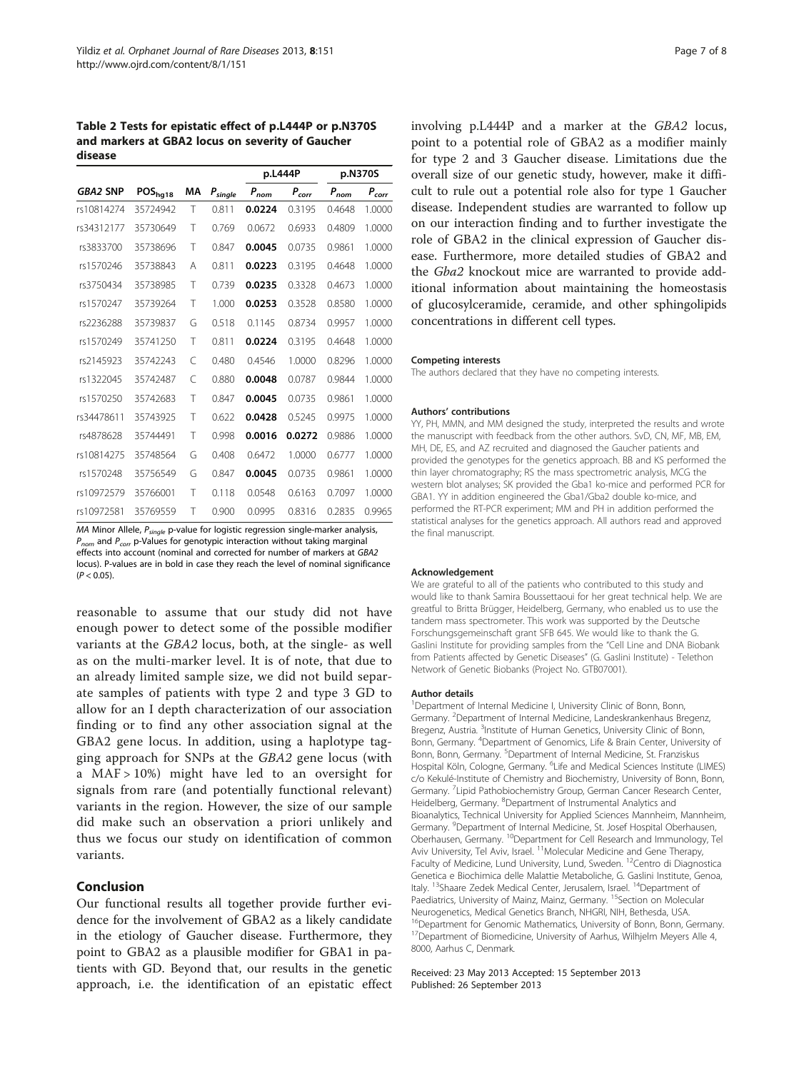**Table 2 Tests for epistatic effect of p.L444P or p.N370S and markers at GBA2 locus on severity of Gaucher disease**

| | | | | p.L444P | | p.N370S | |
|---|---|---|---|---|---|---|---|
| *GBA2* SNP | $POS_{hg18}$ | MA | $P_{single}$ | $P_{nom}$ | $P_{corr}$ | $P_{nom}$ | $P_{corr}$ |
| rs10814274 | 35724942 | T | 0.811 | **0.0224** | 0.3195 | 0.4648 | 1.0000 |
| rs34312177 | 35730649 | T | 0.769 | 0.0672 | 0.6933 | 0.4809 | 1.0000 |
| rs3833700 | 35738696 | T | 0.847 | **0.0045** | 0.0735 | 0.9861 | 1.0000 |
| rs1570246 | 35738843 | A | 0.811 | **0.0223** | 0.3195 | 0.4648 | 1.0000 |
| rs3750434 | 35738985 | T | 0.739 | **0.0235** | 0.3328 | 0.4673 | 1.0000 |
| rs1570247 | 35739264 | T | 1.000 | **0.0253** | 0.3528 | 0.8580 | 1.0000 |
| rs2236288 | 35739837 | G | 0.518 | 0.1145 | 0.8734 | 0.9957 | 1.0000 |
| rs1570249 | 35741250 | T | 0.811 | **0.0224** | 0.3195 | 0.4648 | 1.0000 |
| rs2145923 | 35742243 | C | 0.480 | 0.4546 | 1.0000 | 0.8296 | 1.0000 |
| rs1322045 | 35742487 | C | 0.880 | **0.0048** | 0.0787 | 0.9844 | 1.0000 |
| rs1570250 | 35742683 | T | 0.847 | **0.0045** | 0.0735 | 0.9861 | 1.0000 |
| rs34478611 | 35743925 | T | 0.622 | **0.0428** | 0.5245 | 0.9975 | 1.0000 |
| rs4878628 | 35744491 | T | 0.998 | **0.0016** | **0.0272** | 0.9886 | 1.0000 |
| rs10814275 | 35748564 | G | 0.408 | 0.6472 | 1.0000 | 0.6777 | 1.0000 |
| rs1570248 | 35756549 | G | 0.847 | **0.0045** | 0.0735 | 0.9861 | 1.0000 |
| rs10972579 | 35766001 | T | 0.118 | 0.0548 | 0.6163 | 0.7097 | 1.0000 |
| rs10972581 | 35769559 | T | 0.900 | 0.0995 | 0.8316 | 0.2835 | 0.9965 |

*MA* Minor Allele, $P_{single}$ p-value for logistic regression single-marker analysis, $P_{nom}$ and $P_{corr}$ p-Values for genotypic interaction without taking marginal effects into account (nominal and corrected for number of markers at *GBA2* locus). P-values are in bold in case they reach the level of nominal significance ($P < 0.05$).

reasonable to assume that our study did not have enough power to detect some of the possible modifier variants at the *GBA2* locus, both, at the single- as well as on the multi-marker level. It is of note, that due to an already limited sample size, we did not build separate samples of patients with type 2 and type 3 GD to allow for an I depth characterization of our association finding or to find any other association signal at the GBA2 gene locus. In addition, using a haplotype tagging approach for SNPs at the *GBA2* gene locus (with a MAF > 10%) might have led to an oversight for signals from rare (and potentially functional relevant) variants in the region. However, the size of our sample did make such an observation a priori unlikely and thus we focus our study on identification of common variants.

## Conclusion

Our functional results all together provide further evidence for the involvement of GBA2 as a likely candidate in the etiology of Gaucher disease. Furthermore, they point to GBA2 as a plausible modifier for GBA1 in patients with GD. Beyond that, our results in the genetic approach, i.e. the identification of an epistatic effect involving p.L444P and a marker at the *GBA2* locus, point to a potential role of GBA2 as a modifier mainly for type 2 and 3 Gaucher disease. Limitations due the overall size of our genetic study, however, make it difficult to rule out a potential role also for type 1 Gaucher disease. Independent studies are warranted to follow up on our interaction finding and to further investigate the role of GBA2 in the clinical expression of Gaucher disease. Furthermore, more detailed studies of GBA2 and the *Gba2* knockout mice are warranted to provide additional information about maintaining the homeostasis of glucosylceramide, ceramide, and other sphingolipids concentrations in different cell types.

#### Competing interests

The authors declared that they have no competing interests.

#### Authors' contributions

YY, PH, MMN, and MM designed the study, interpreted the results and wrote the manuscript with feedback from the other authors. SvD, CN, MF, MB, EM, MH, DE, ES, and AZ recruited and diagnosed the Gaucher patients and provided the genotypes for the genetics approach. BB and KS performed the thin layer chromatography; RS the mass spectrometric analysis, MCG the western blot analyses; SK provided the Gba1 ko-mice and performed PCR for GBA1. YY in addition engineered the Gba1/Gba2 double ko-mice, and performed the RT-PCR experiment; MM and PH in addition performed the statistical analyses for the genetics approach. All authors read and approved the final manuscript.

#### Acknowledgement

We are grateful to all of the patients who contributed to this study and would like to thank Samira Boussettaoui for her great technical help. We are greatful to Britta Brügger, Heidelberg, Germany, who enabled us to use the tandem mass spectrometer. This work was supported by the Deutsche Forschungsgemeinschaft grant SFB 645. We would like to thank the G. Gaslini Institute for providing samples from the "Cell Line and DNA Biobank from Patients affected by Genetic Diseases" (G. Gaslini Institute) - Telethon Network of Genetic Biobanks (Project No. GTB07001).

#### Author details

[1]Department of Internal Medicine I, University Clinic of Bonn, Bonn, Germany. [2]Department of Internal Medicine, Landeskrankenhaus Bregenz, Bregenz, Austria. [3]Institute of Human Genetics, University Clinic of Bonn, Bonn, Germany. [4]Department of Genomics, Life & Brain Center, University of Bonn, Bonn, Germany. [5]Department of Internal Medicine, St. Franziskus Hospital Köln, Cologne, Germany. [6]Life and Medical Sciences Institute (LIMES) c/o Kekulé-Institute of Chemistry and Biochemistry, University of Bonn, Bonn, Germany. [7]Lipid Pathobiochemistry Group, German Cancer Research Center, Heidelberg, Germany. [8]Department of Instrumental Analytics and Bioanalytics, Technical University for Applied Sciences Mannheim, Mannheim, Germany. [9]Department of Internal Medicine, St. Josef Hospital Oberhausen, Oberhausen, Germany. [10]Department for Cell Research and Immunology, Tel Aviv University, Tel Aviv, Israel. [11]Molecular Medicine and Gene Therapy, Faculty of Medicine, Lund University, Lund, Sweden. [12]Centro di Diagnostica Genetica e Biochimica delle Malattie Metaboliche, G. Gaslini Institute, Genoa, Italy. [13]Shaare Zedek Medical Center, Jerusalem, Israel. [14]Department of Paediatrics, University of Mainz, Mainz, Germany. [15]Section on Molecular Neurogenetics, Medical Genetics Branch, NHGRI, NIH, Bethesda, USA. [16]Department for Genomic Mathematics, University of Bonn, Bonn, Germany. [17]Department of Biomedicine, University of Aarhus, Wilhjelm Meyers Alle 4, 8000, Aarhus C, Denmark.

Received: 23 May 2013 Accepted: 15 September 2013
Published: 26 September 2013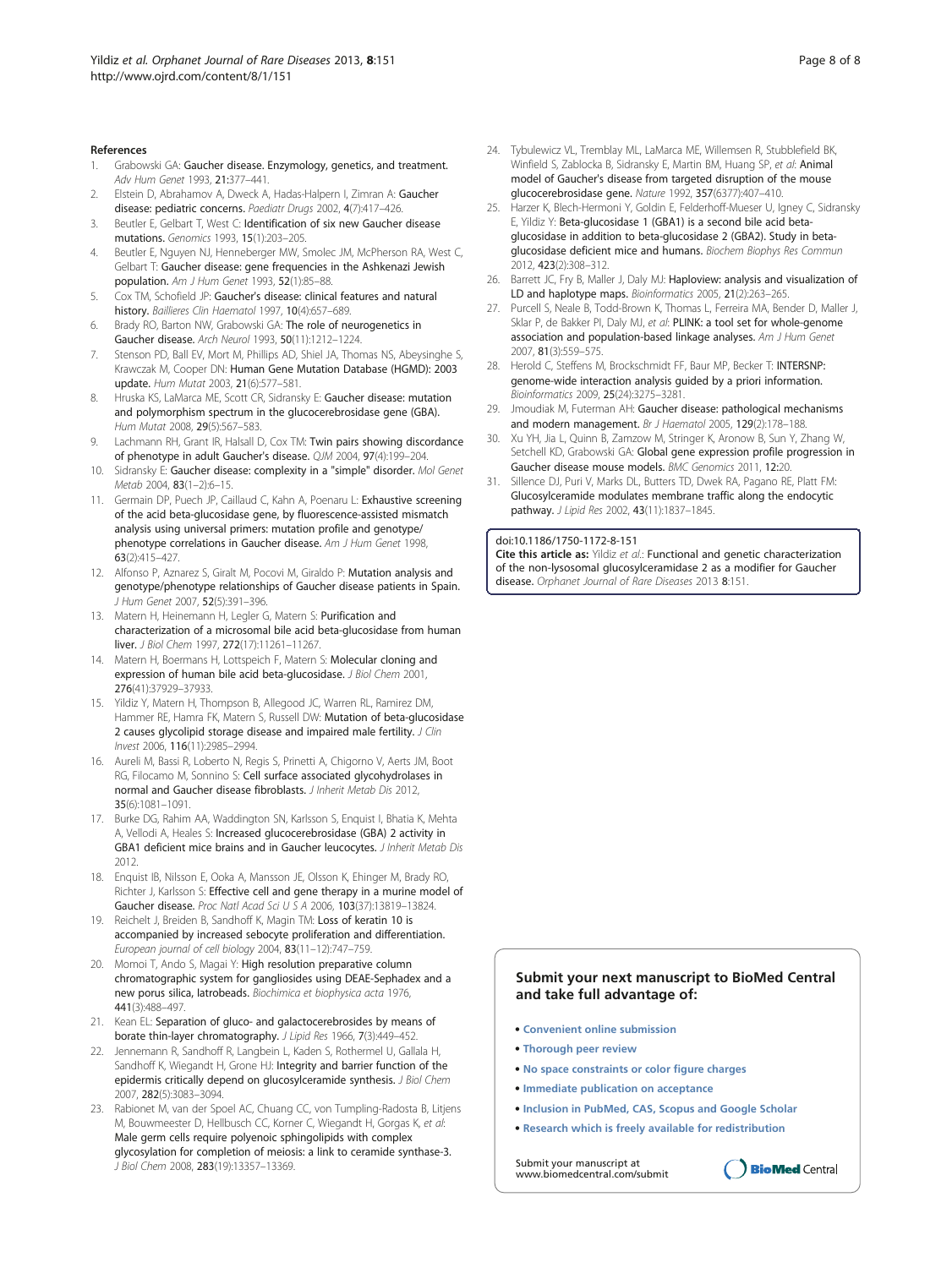## References

1. Grabowski GA: **Gaucher disease. Enzymology, genetics, and treatment.** *Adv Hum Genet* 1993, **21:**377–441.
2. Elstein D, Abrahamov A, Dweck A, Hadas-Halpern I, Zimran A: **Gaucher disease: pediatric concerns.** *Paediatr Drugs* 2002, **4**(7):417–426.
3. Beutler E, Gelbart T, West C: **Identification of six new Gaucher disease mutations.** *Genomics* 1993, **15**(1):203–205.
4. Beutler E, Nguyen NJ, Henneberger MW, Smolec JM, McPherson RA, West C, Gelbart T: **Gaucher disease: gene frequencies in the Ashkenazi Jewish population.** *Am J Hum Genet* 1993, **52**(1):85–88.
5. Cox TM, Schofield JP: **Gaucher's disease: clinical features and natural history.** *Baillieres Clin Haematol* 1997, **10**(4):657–689.
6. Brady RO, Barton NW, Grabowski GA: **The role of neurogenetics in Gaucher disease.** *Arch Neurol* 1993, **50**(11):1212–1224.
7. Stenson PD, Ball EV, Mort M, Phillips AD, Shiel JA, Thomas NS, Abeysinghe S, Krawczak M, Cooper DN: **Human Gene Mutation Database (HGMD): 2003 update.** *Hum Mutat* 2003, **21**(6):577–581.
8. Hruska KS, LaMarca ME, Scott CR, Sidransky E: **Gaucher disease: mutation and polymorphism spectrum in the glucocerebrosidase gene (GBA).** *Hum Mutat* 2008, **29**(5):567–583.
9. Lachmann RH, Grant IR, Halsall D, Cox TM: **Twin pairs showing discordance of phenotype in adult Gaucher's disease.** *QJM* 2004, **97**(4):199–204.
10. Sidransky E: **Gaucher disease: complexity in a "simple" disorder.** *Mol Genet Metab* 2004, **83**(1–2):6–15.
11. Germain DP, Puech JP, Caillaud C, Kahn A, Poenaru L: **Exhaustive screening of the acid beta-glucosidase gene, by fluorescence-assisted mismatch analysis using universal primers: mutation profile and genotype/phenotype correlations in Gaucher disease.** *Am J Hum Genet* 1998, **63**(2):415–427.
12. Alfonso P, Aznarez S, Giralt M, Pocovi M, Giraldo P: **Mutation analysis and genotype/phenotype relationships of Gaucher disease patients in Spain.** *J Hum Genet* 2007, **52**(5):391–396.
13. Matern H, Heinemann H, Legler G, Matern S: **Purification and characterization of a microsomal bile acid beta-glucosidase from human liver.** *J Biol Chem* 1997, **272**(17):11261–11267.
14. Matern H, Boermans H, Lottspeich F, Matern S: **Molecular cloning and expression of human bile acid beta-glucosidase.** *J Biol Chem* 2001, **276**(41):37929–37933.
15. Yildiz Y, Matern H, Thompson B, Allegood JC, Warren RL, Ramirez DM, Hammer RE, Hamra FK, Matern S, Russell DW: **Mutation of beta-glucosidase 2 causes glycolipid storage disease and impaired male fertility.** *J Clin Invest* 2006, **116**(11):2985–2994.
16. Aureli M, Bassi R, Loberto N, Regis S, Prinetti A, Chigorno V, Aerts JM, Boot RG, Filocamo M, Sonnino S: **Cell surface associated glycohydrolases in normal and Gaucher disease fibroblasts.** *J Inherit Metab Dis* 2012, **35**(6):1081–1091.
17. Burke DG, Rahim AA, Waddington SN, Karlsson S, Enquist I, Bhatia K, Mehta A, Vellodi A, Heales S: **Increased glucocerebrosidase (GBA) 2 activity in GBA1 deficient mice brains and in Gaucher leucocytes.** *J Inherit Metab Dis* 2012.
18. Enquist IB, Nilsson E, Ooka A, Mansson JE, Olsson K, Ehinger M, Brady RO, Richter J, Karlsson S: **Effective cell and gene therapy in a murine model of Gaucher disease.** *Proc Natl Acad Sci U S A* 2006, **103**(37):13819–13824.
19. Reichelt J, Breiden B, Sandhoff K, Magin TM: **Loss of keratin 10 is accompanied by increased sebocyte proliferation and differentiation.** *European journal of cell biology* 2004, **83**(11–12):747–759.
20. Momoi T, Ando S, Magai Y: **High resolution preparative column chromatographic system for gangliosides using DEAE-Sephadex and a new porus silica, Iatrobeads.** *Biochimica et biophysica acta* 1976, **441**(3):488–497.
21. Kean EL: **Separation of gluco- and galactocerebrosides by means of borate thin-layer chromatography.** *J Lipid Res* 1966, **7**(3):449–452.
22. Jennemann R, Sandhoff R, Langbein L, Kaden S, Rothermel U, Gallala H, Sandhoff K, Wiegandt H, Grone HJ: **Integrity and barrier function of the epidermis critically depend on glucosylceramide synthesis.** *J Biol Chem* 2007, **282**(5):3083–3094.
23. Rabionet M, van der Spoel AC, Chuang CC, von Tumpling-Radosta B, Litjens M, Bouwmeester D, Hellbusch CC, Korner C, Wiegandt H, Gorgas K, *et al*: **Male germ cells require polyenoic sphingolipids with complex glycosylation for completion of meiosis: a link to ceramide synthase-3.** *J Biol Chem* 2008, **283**(19):13357–13369.
24. Tybulewicz VL, Tremblay ML, LaMarca ME, Willemsen R, Stubblefield BK, Winfield S, Zablocka B, Sidransky E, Martin BM, Huang SP, *et al*: **Animal model of Gaucher's disease from targeted disruption of the mouse glucocerebrosidase gene.** *Nature* 1992, **357**(6377):407–410.
25. Harzer K, Blech-Hermoni Y, Goldin E, Felderhoff-Mueser U, Igney C, Sidransky E, Yildiz Y: **Beta-glucosidase 1 (GBA1) is a second bile acid beta-glucosidase in addition to beta-glucosidase 2 (GBA2). Study in beta-glucosidase deficient mice and humans.** *Biochem Biophys Res Commun* 2012, **423**(2):308–312.
26. Barrett JC, Fry B, Maller J, Daly MJ: **Haploview: analysis and visualization of LD and haplotype maps.** *Bioinformatics* 2005, **21**(2):263–265.
27. Purcell S, Neale B, Todd-Brown K, Thomas L, Ferreira MA, Bender D, Maller J, Sklar P, de Bakker PI, Daly MJ, *et al*: **PLINK: a tool set for whole-genome association and population-based linkage analyses.** *Am J Hum Genet* 2007, **81**(3):559–575.
28. Herold C, Steffens M, Brockschmidt FF, Baur MP, Becker T: **INTERSNP: genome-wide interaction analysis guided by a priori information.** *Bioinformatics* 2009, **25**(24):3275–3281.
29. Jmoudiak M, Futerman AH: **Gaucher disease: pathological mechanisms and modern management.** *Br J Haematol* 2005, **129**(2):178–188.
30. Xu YH, Jia L, Quinn B, Zamzow M, Stringer K, Aronow B, Sun Y, Zhang W, Setchell KD, Grabowski GA: **Global gene expression profile progression in Gaucher disease mouse models.** *BMC Genomics* 2011, **12:**20.
31. Sillence DJ, Puri V, Marks DL, Butters TD, Dwek RA, Pagano RE, Platt FM: **Glucosylceramide modulates membrane traffic along the endocytic pathway.** *J Lipid Res* 2002, **43**(11):1837–1845.

doi:10.1186/1750-1172-8-151
**Cite this article as:** Yildiz *et al.*: Functional and genetic characterization of the non-lysosomal glucosylceramidase 2 as a modifier for Gaucher disease. *Orphanet Journal of Rare Diseases* 2013 **8**:151.

**Submit your next manuscript to BioMed Central and take full advantage of:**

- Convenient online submission
- Thorough peer review
- No space constraints or color figure charges
- Immediate publication on acceptance
- Inclusion in PubMed, CAS, Scopus and Google Scholar
- Research which is freely available for redistribution

Submit your manuscript at
www.biomedcentral.com/submit

BioMed Central